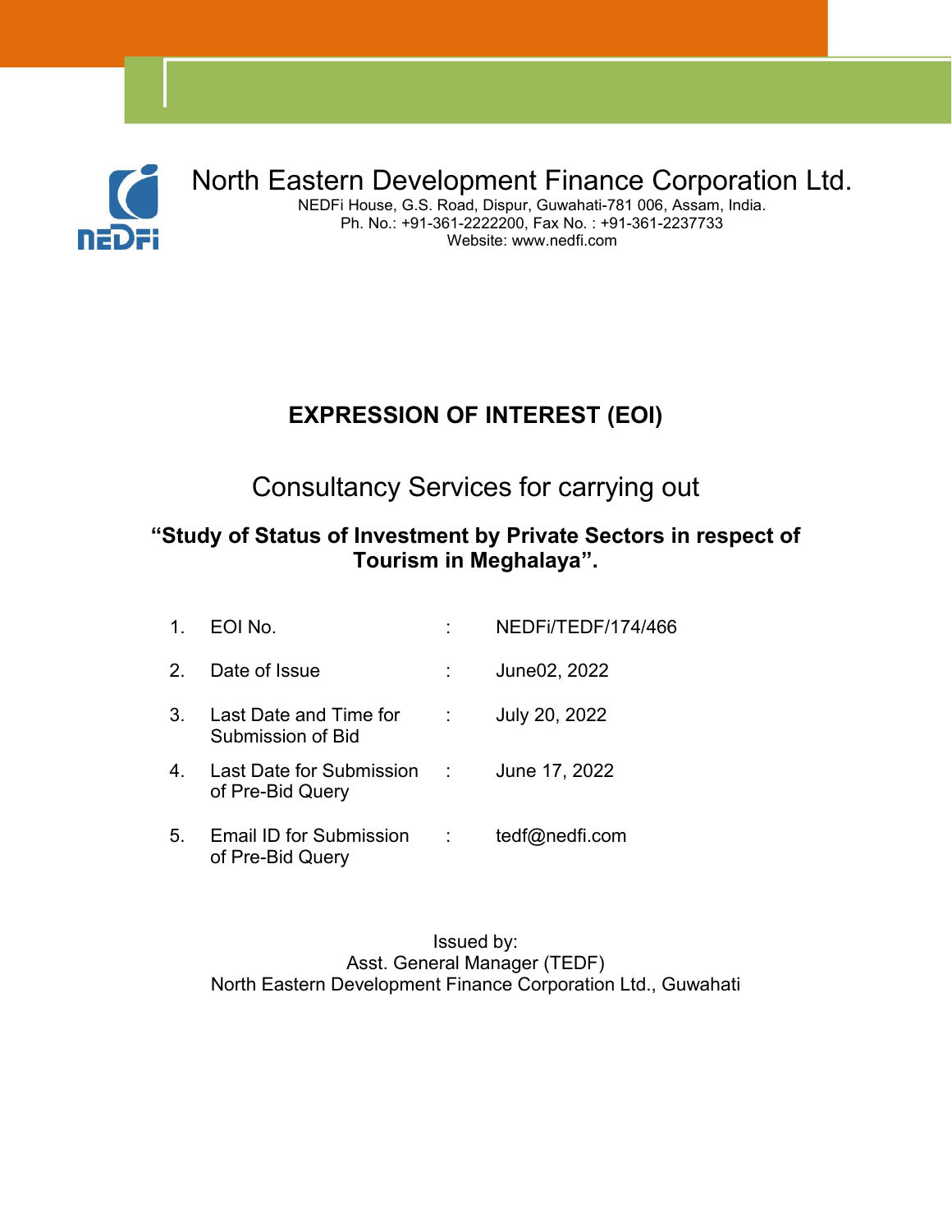# North Eastern Development Finance Corporation Ltd.

NEDFi House, G.S. Road, Dispur, Guwahati-781 006, Assam, India.
Ph. No.: +91-361-2222200, Fax No. : +91-361-2237733
Website: www.nedfi.com

## EXPRESSION OF INTEREST (EOI)

Consultancy Services for carrying out

**"Study of Status of Investment by Private Sectors in respect of Tourism in Meghalaya".**

| | | | |
|---|---|---|---|
| 1. | EOI No. | : | NEDFi/TEDF/174/466 |
| 2. | Date of Issue | : | June02, 2022 |
| 3. | Last Date and Time for Submission of Bid | : | July 20, 2022 |
| 4. | Last Date for Submission of Pre-Bid Query | : | June 17, 2022 |
| 5. | Email ID for Submission of Pre-Bid Query | : | tedf@nedfi.com |

Issued by:
Asst. General Manager (TEDF)
North Eastern Development Finance Corporation Ltd., Guwahati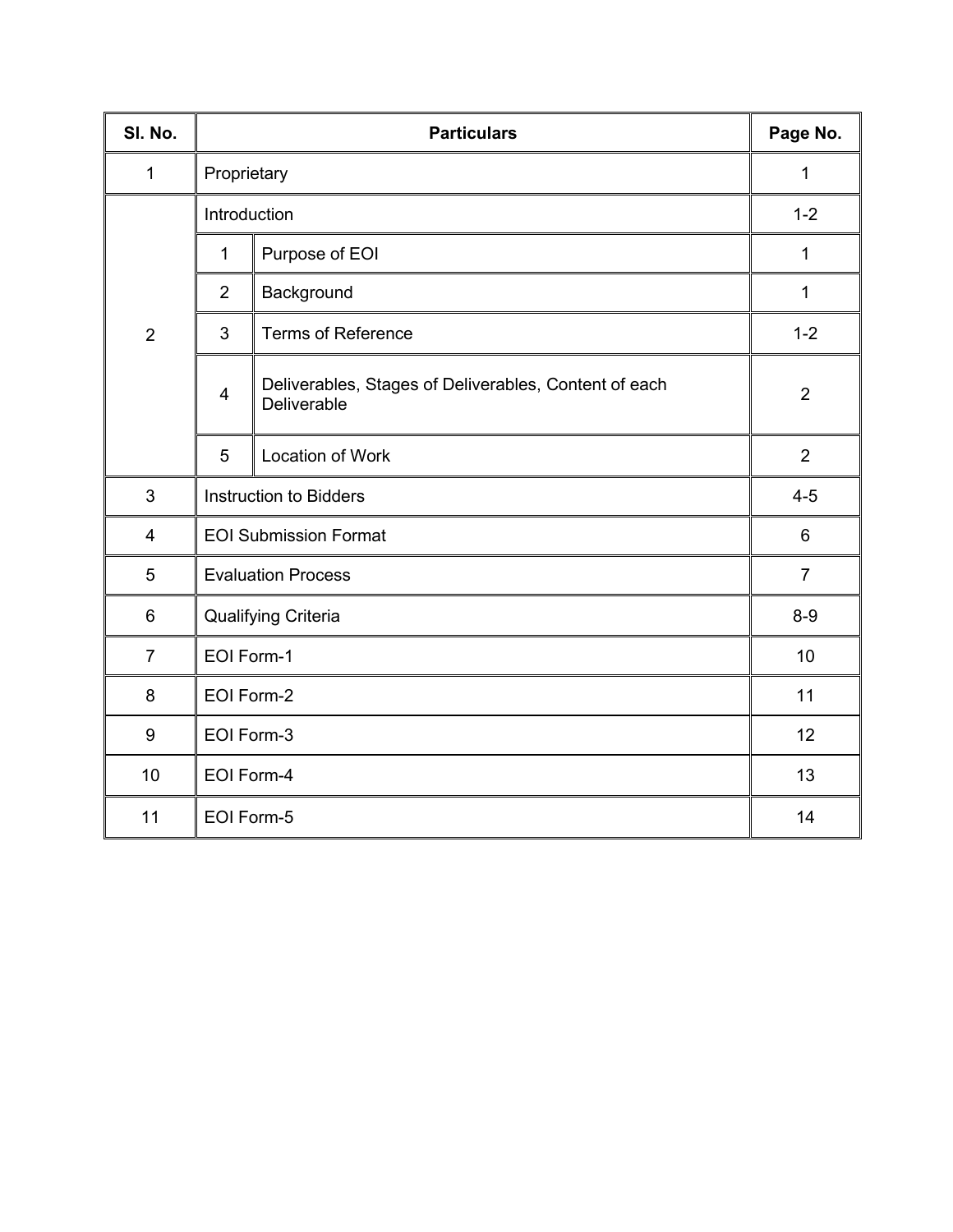| Sl. No. | Particulars | | Page No. |
|---|---|---|---|
| 1 | Proprietary | | 1 |
| 2 | Introduction | | 1-2 |
| | 1 | Purpose of EOI | 1 |
| | 2 | Background | 1 |
| | 3 | Terms of Reference | 1-2 |
| | 4 | Deliverables, Stages of Deliverables, Content of each Deliverable | 2 |
| | 5 | Location of Work | 2 |
| 3 | Instruction to Bidders | | 4-5 |
| 4 | EOI Submission Format | | 6 |
| 5 | Evaluation Process | | 7 |
| 6 | Qualifying Criteria | | 8-9 |
| 7 | EOI Form-1 | | 10 |
| 8 | EOI Form-2 | | 11 |
| 9 | EOI Form-3 | | 12 |
| 10 | EOI Form-4 | | 13 |
| 11 | EOI Form-5 | | 14 |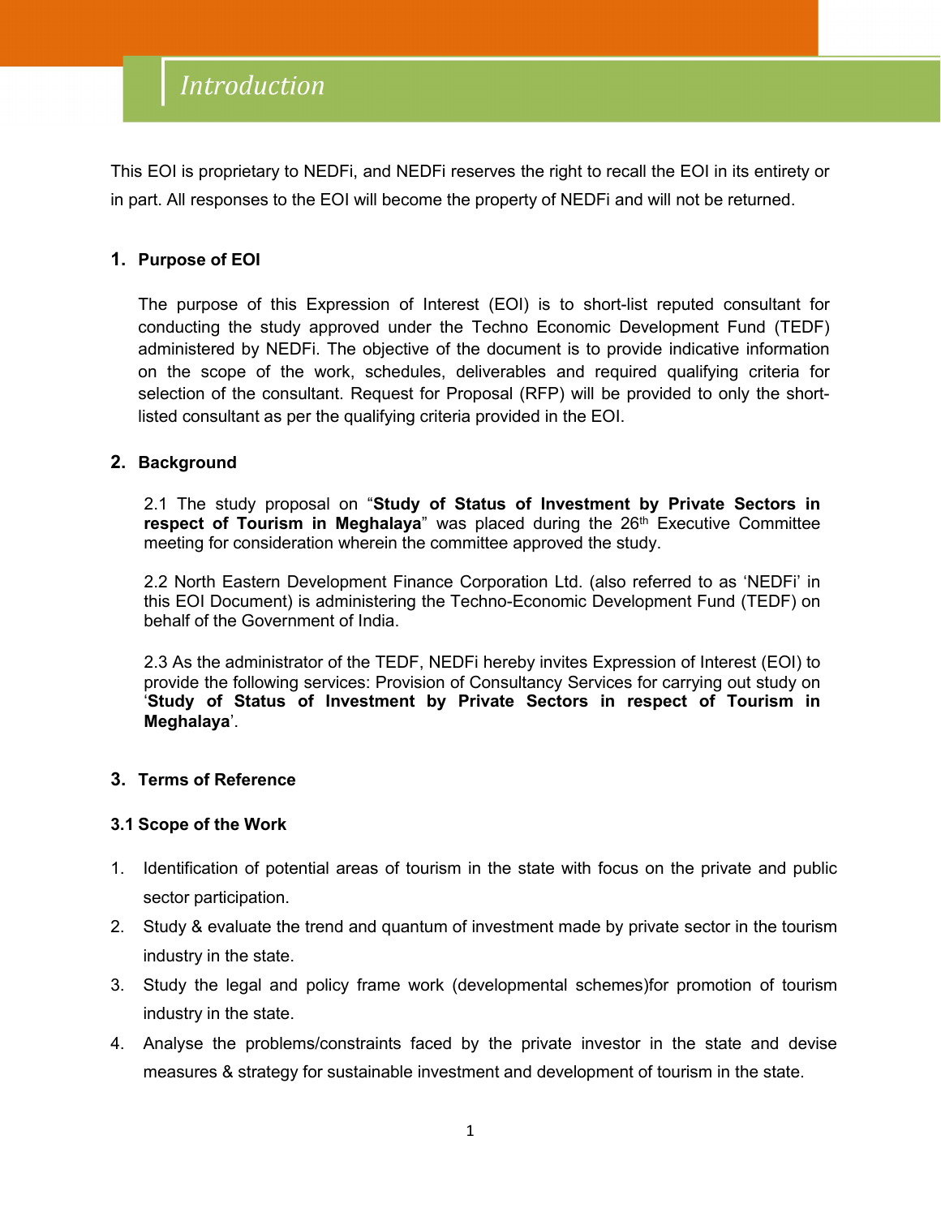# Introduction

This EOI is proprietary to NEDFi, and NEDFi reserves the right to recall the EOI in its entirety or in part. All responses to the EOI will become the property of NEDFi and will not be returned.

## 1. Purpose of EOI

The purpose of this Expression of Interest (EOI) is to short-list reputed consultant for conducting the study approved under the Techno Economic Development Fund (TEDF) administered by NEDFi. The objective of the document is to provide indicative information on the scope of the work, schedules, deliverables and required qualifying criteria for selection of the consultant. Request for Proposal (RFP) will be provided to only the short-listed consultant as per the qualifying criteria provided in the EOI.

## 2. Background

2.1 The study proposal on "**Study of Status of Investment by Private Sectors in respect of Tourism in Meghalaya**" was placed during the 26th Executive Committee meeting for consideration wherein the committee approved the study.

2.2 North Eastern Development Finance Corporation Ltd. (also referred to as 'NEDFi' in this EOI Document) is administering the Techno-Economic Development Fund (TEDF) on behalf of the Government of India.

2.3 As the administrator of the TEDF, NEDFi hereby invites Expression of Interest (EOI) to provide the following services: Provision of Consultancy Services for carrying out study on '**Study of Status of Investment by Private Sectors in respect of Tourism in Meghalaya**'.

## 3. Terms of Reference

### 3.1 Scope of the Work

1. Identification of potential areas of tourism in the state with focus on the private and public sector participation.
2. Study & evaluate the trend and quantum of investment made by private sector in the tourism industry in the state.
3. Study the legal and policy frame work (developmental schemes)for promotion of tourism industry in the state.
4. Analyse the problems/constraints faced by the private investor in the state and devise measures & strategy for sustainable investment and development of tourism in the state.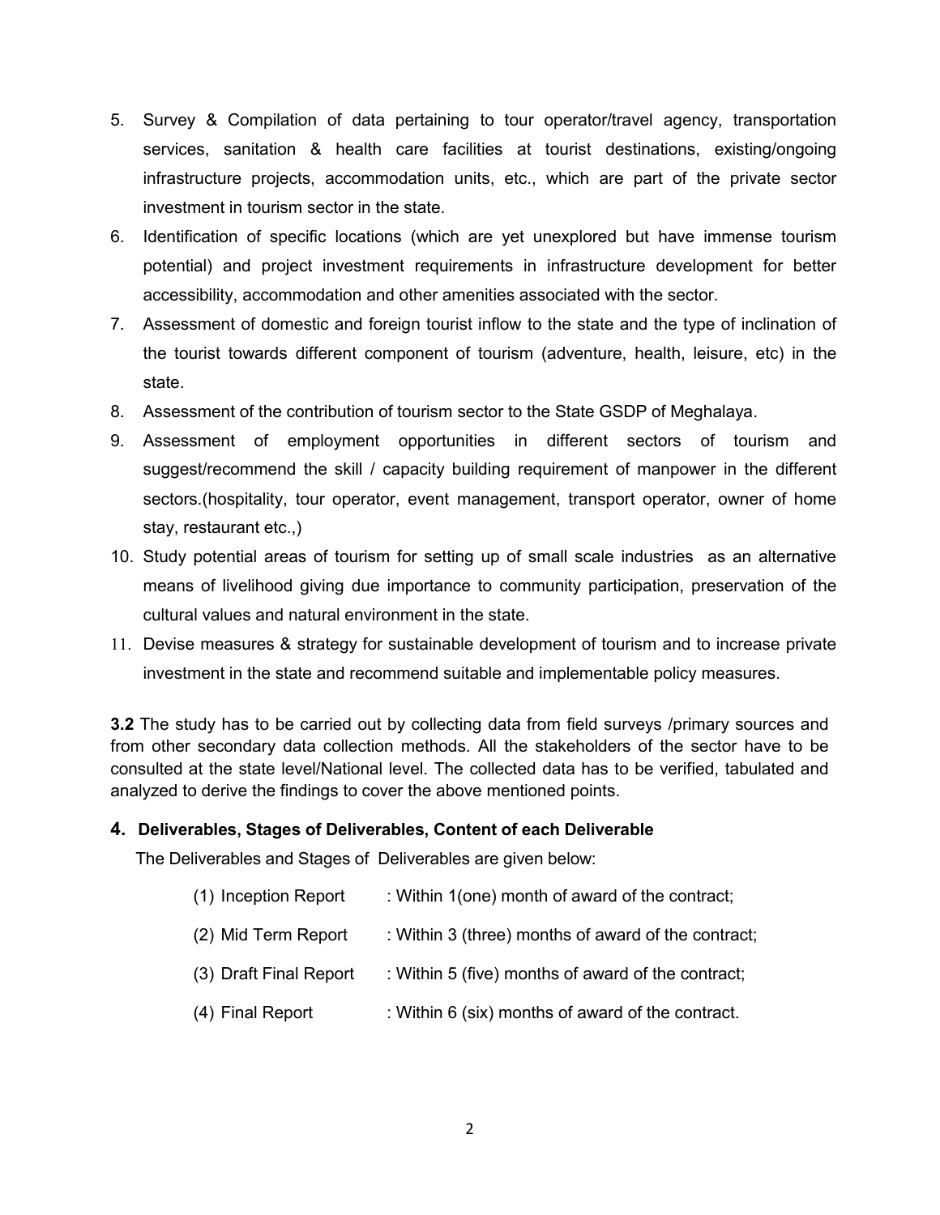5. Survey & Compilation of data pertaining to tour operator/travel agency, transportation services, sanitation & health care facilities at tourist destinations, existing/ongoing infrastructure projects, accommodation units, etc., which are part of the private sector investment in tourism sector in the state.
6. Identification of specific locations (which are yet unexplored but have immense tourism potential) and project investment requirements in infrastructure development for better accessibility, accommodation and other amenities associated with the sector.
7. Assessment of domestic and foreign tourist inflow to the state and the type of inclination of the tourist towards different component of tourism (adventure, health, leisure, etc) in the state.
8. Assessment of the contribution of tourism sector to the State GSDP of Meghalaya.
9. Assessment of employment opportunities in different sectors of tourism and suggest/recommend the skill / capacity building requirement of manpower in the different sectors.(hospitality, tour operator, event management, transport operator, owner of home stay, restaurant etc.,)
10. Study potential areas of tourism for setting up of small scale industries as an alternative means of livelihood giving due importance to community participation, preservation of the cultural values and natural environment in the state.
11. Devise measures & strategy for sustainable development of tourism and to increase private investment in the state and recommend suitable and implementable policy measures.

**3.2** The study has to be carried out by collecting data from field surveys /primary sources and from other secondary data collection methods. All the stakeholders of the sector have to be consulted at the state level/National level. The collected data has to be verified, tabulated and analyzed to derive the findings to cover the above mentioned points.

### 4. Deliverables, Stages of Deliverables, Content of each Deliverable

The Deliverables and Stages of Deliverables are given below:

(1) Inception Report : Within 1(one) month of award of the contract;

(2) Mid Term Report : Within 3 (three) months of award of the contract;

(3) Draft Final Report : Within 5 (five) months of award of the contract;

(4) Final Report : Within 6 (six) months of award of the contract.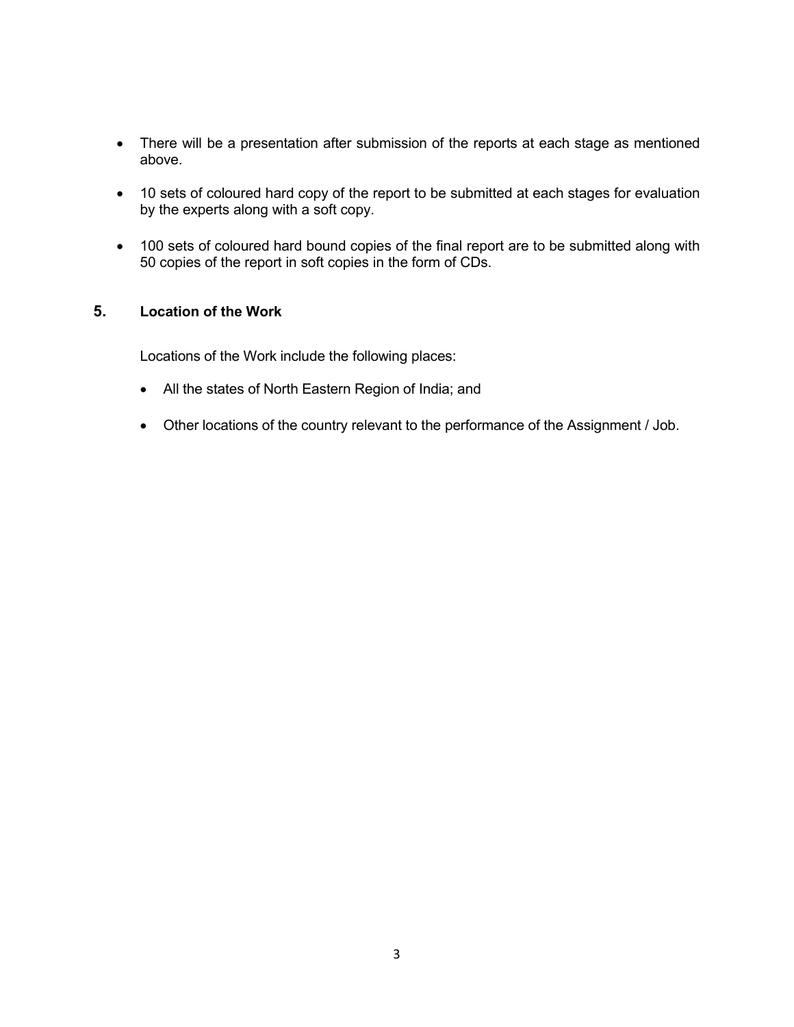- There will be a presentation after submission of the reports at each stage as mentioned above.

- 10 sets of coloured hard copy of the report to be submitted at each stages for evaluation by the experts along with a soft copy.

- 100 sets of coloured hard bound copies of the final report are to be submitted along with 50 copies of the report in soft copies in the form of CDs.

## 5. Location of the Work

Locations of the Work include the following places:

- All the states of North Eastern Region of India; and

- Other locations of the country relevant to the performance of the Assignment / Job.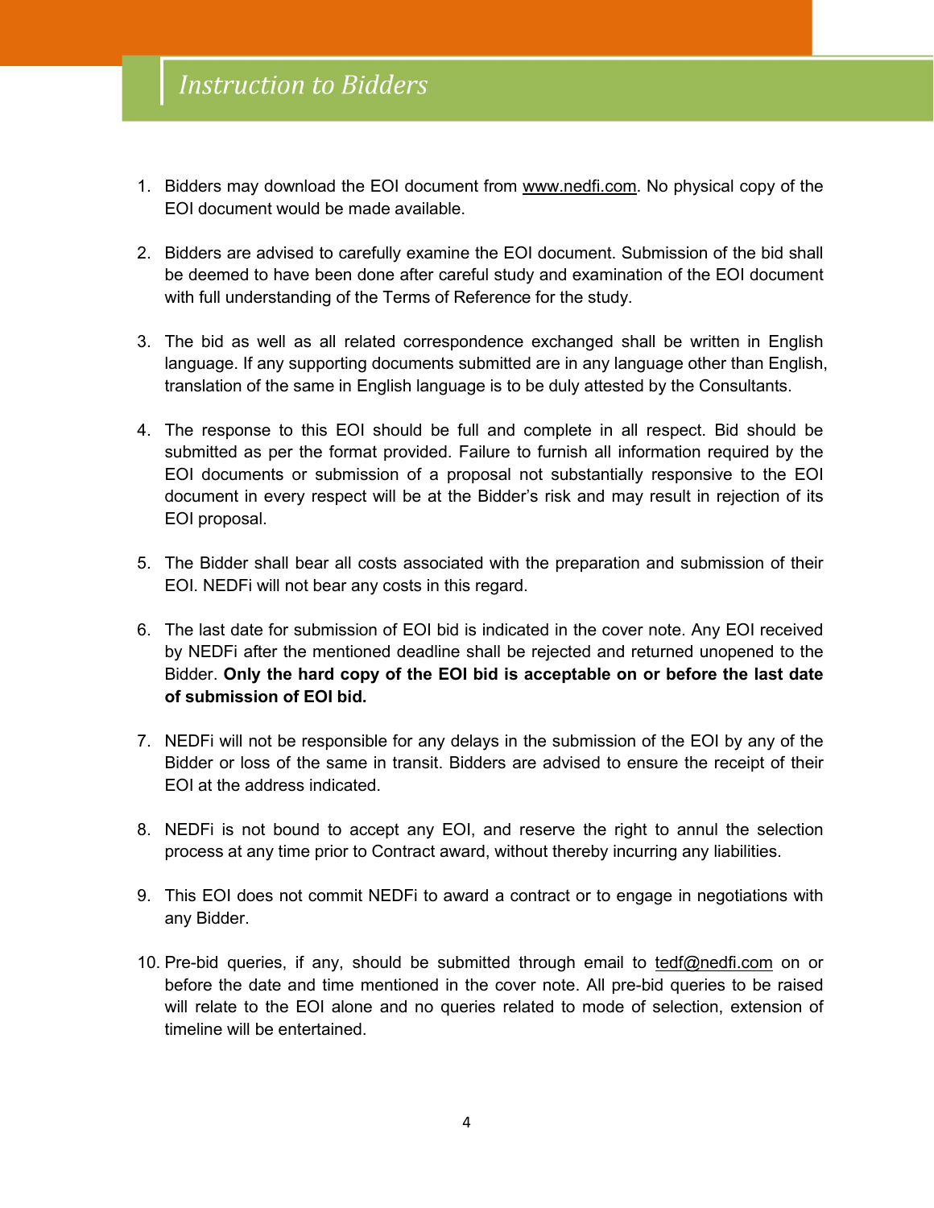# *Instruction to Bidders*

1. Bidders may download the EOI document from www.nedfi.com. No physical copy of the EOI document would be made available.

2. Bidders are advised to carefully examine the EOI document. Submission of the bid shall be deemed to have been done after careful study and examination of the EOI document with full understanding of the Terms of Reference for the study.

3. The bid as well as all related correspondence exchanged shall be written in English language. If any supporting documents submitted are in any language other than English, translation of the same in English language is to be duly attested by the Consultants.

4. The response to this EOI should be full and complete in all respect. Bid should be submitted as per the format provided. Failure to furnish all information required by the EOI documents or submission of a proposal not substantially responsive to the EOI document in every respect will be at the Bidder's risk and may result in rejection of its EOI proposal.

5. The Bidder shall bear all costs associated with the preparation and submission of their EOI. NEDFi will not bear any costs in this regard.

6. The last date for submission of EOI bid is indicated in the cover note. Any EOI received by NEDFi after the mentioned deadline shall be rejected and returned unopened to the Bidder. **Only the hard copy of the EOI bid is acceptable on or before the last date of submission of EOI bid.**

7. NEDFi will not be responsible for any delays in the submission of the EOI by any of the Bidder or loss of the same in transit. Bidders are advised to ensure the receipt of their EOI at the address indicated.

8. NEDFi is not bound to accept any EOI, and reserve the right to annul the selection process at any time prior to Contract award, without thereby incurring any liabilities.

9. This EOI does not commit NEDFi to award a contract or to engage in negotiations with any Bidder.

10. Pre-bid queries, if any, should be submitted through email to tedf@nedfi.com on or before the date and time mentioned in the cover note. All pre-bid queries to be raised will relate to the EOI alone and no queries related to mode of selection, extension of timeline will be entertained.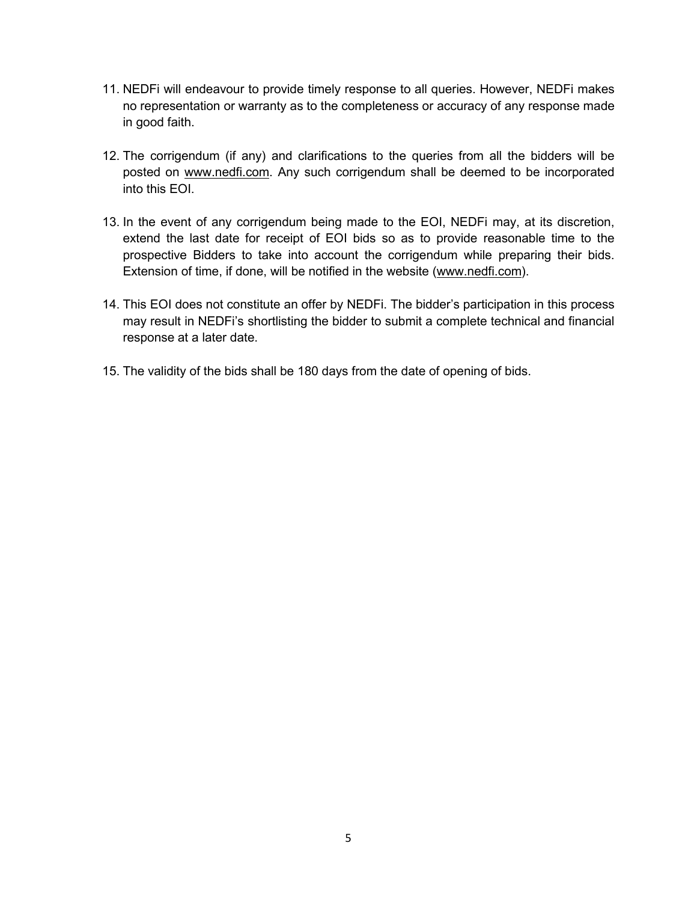11. NEDFi will endeavour to provide timely response to all queries. However, NEDFi makes no representation or warranty as to the completeness or accuracy of any response made in good faith.

12. The corrigendum (if any) and clarifications to the queries from all the bidders will be posted on www.nedfi.com. Any such corrigendum shall be deemed to be incorporated into this EOI.

13. In the event of any corrigendum being made to the EOI, NEDFi may, at its discretion, extend the last date for receipt of EOI bids so as to provide reasonable time to the prospective Bidders to take into account the corrigendum while preparing their bids. Extension of time, if done, will be notified in the website (www.nedfi.com).

14. This EOI does not constitute an offer by NEDFi. The bidder's participation in this process may result in NEDFi's shortlisting the bidder to submit a complete technical and financial response at a later date.

15. The validity of the bids shall be 180 days from the date of opening of bids.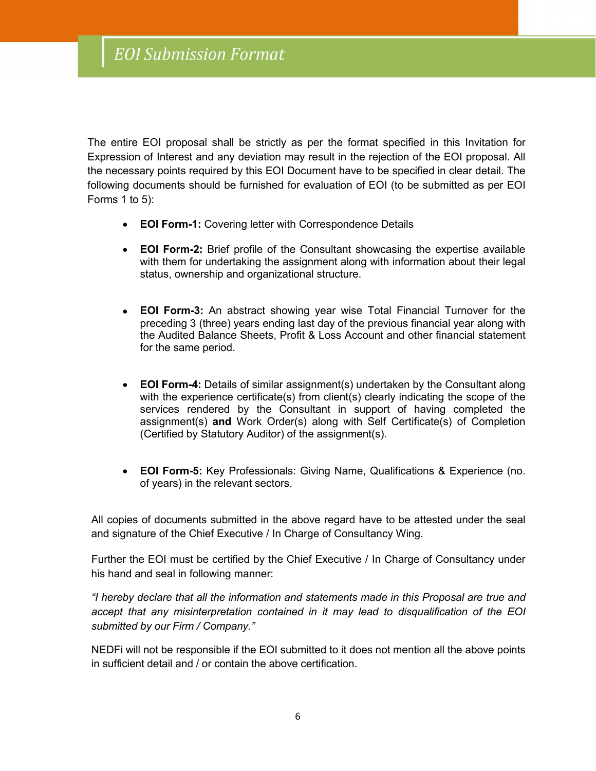# EOI Submission Format

The entire EOI proposal shall be strictly as per the format specified in this Invitation for Expression of Interest and any deviation may result in the rejection of the EOI proposal. All the necessary points required by this EOI Document have to be specified in clear detail. The following documents should be furnished for evaluation of EOI (to be submitted as per EOI Forms 1 to 5):

- **EOI Form-1:** Covering letter with Correspondence Details
- **EOI Form-2:** Brief profile of the Consultant showcasing the expertise available with them for undertaking the assignment along with information about their legal status, ownership and organizational structure.
- **EOI Form-3:** An abstract showing year wise Total Financial Turnover for the preceding 3 (three) years ending last day of the previous financial year along with the Audited Balance Sheets, Profit & Loss Account and other financial statement for the same period.
- **EOI Form-4:** Details of similar assignment(s) undertaken by the Consultant along with the experience certificate(s) from client(s) clearly indicating the scope of the services rendered by the Consultant in support of having completed the assignment(s) **and** Work Order(s) along with Self Certificate(s) of Completion (Certified by Statutory Auditor) of the assignment(s).
- **EOI Form-5:** Key Professionals: Giving Name, Qualifications & Experience (no. of years) in the relevant sectors.

All copies of documents submitted in the above regard have to be attested under the seal and signature of the Chief Executive / In Charge of Consultancy Wing.

Further the EOI must be certified by the Chief Executive / In Charge of Consultancy under his hand and seal in following manner:

*"I hereby declare that all the information and statements made in this Proposal are true and accept that any misinterpretation contained in it may lead to disqualification of the EOI submitted by our Firm / Company."*

NEDFi will not be responsible if the EOI submitted to it does not mention all the above points in sufficient detail and / or contain the above certification.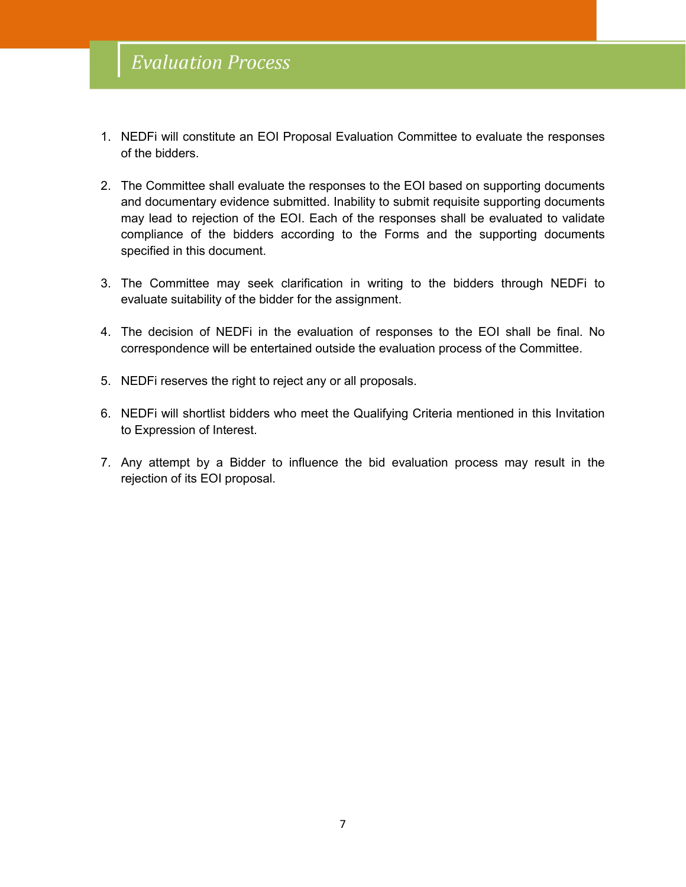# *Evaluation Process*

1. NEDFi will constitute an EOI Proposal Evaluation Committee to evaluate the responses of the bidders.

2. The Committee shall evaluate the responses to the EOI based on supporting documents and documentary evidence submitted. Inability to submit requisite supporting documents may lead to rejection of the EOI. Each of the responses shall be evaluated to validate compliance of the bidders according to the Forms and the supporting documents specified in this document.

3. The Committee may seek clarification in writing to the bidders through NEDFi to evaluate suitability of the bidder for the assignment.

4. The decision of NEDFi in the evaluation of responses to the EOI shall be final. No correspondence will be entertained outside the evaluation process of the Committee.

5. NEDFi reserves the right to reject any or all proposals.

6. NEDFi will shortlist bidders who meet the Qualifying Criteria mentioned in this Invitation to Expression of Interest.

7. Any attempt by a Bidder to influence the bid evaluation process may result in the rejection of its EOI proposal.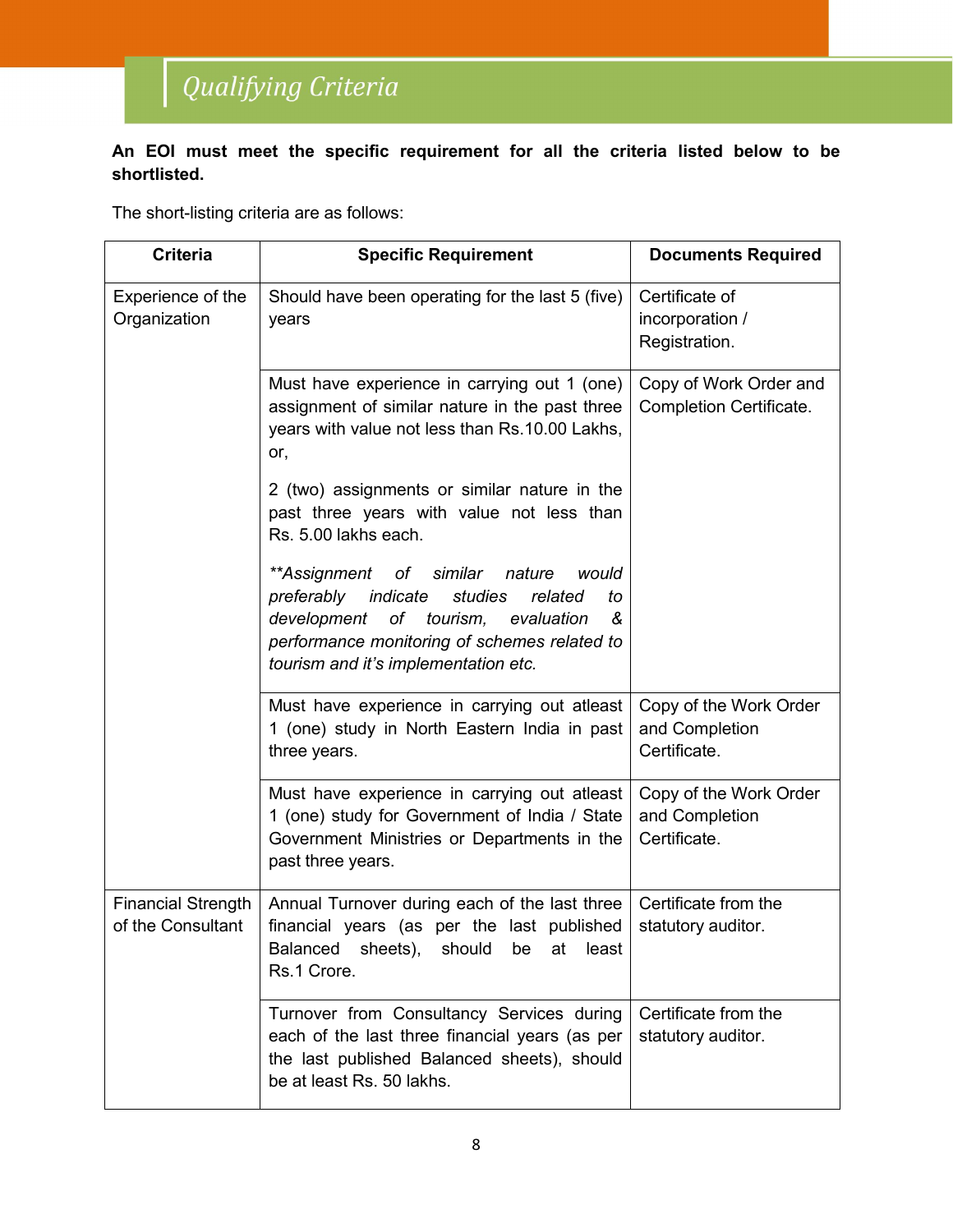# Qualifying Criteria

**An EOI must meet the specific requirement for all the criteria listed below to be shortlisted.**

The short-listing criteria are as follows:

| Criteria | Specific Requirement | Documents Required |
|---|---|---|
| Experience of the Organization | Should have been operating for the last 5 (five) years | Certificate of incorporation / Registration. |
| | Must have experience in carrying out 1 (one) assignment of similar nature in the past three years with value not less than Rs.10.00 Lakhs, or,<br><br>2 (two) assignments or similar nature in the past three years with value not less than Rs. 5.00 lakhs each.<br><br>*\*\*Assignment of similar nature would preferably indicate studies related to development of tourism, evaluation & performance monitoring of schemes related to tourism and it's implementation etc.* | Copy of Work Order and Completion Certificate. |
| | Must have experience in carrying out atleast 1 (one) study in North Eastern India in past three years. | Copy of the Work Order and Completion Certificate. |
| | Must have experience in carrying out atleast 1 (one) study for Government of India / State Government Ministries or Departments in the past three years. | Copy of the Work Order and Completion Certificate. |
| Financial Strength of the Consultant | Annual Turnover during each of the last three financial years (as per the last published Balanced sheets), should be at least Rs.1 Crore. | Certificate from the statutory auditor. |
| | Turnover from Consultancy Services during each of the last three financial years (as per the last published Balanced sheets), should be at least Rs. 50 lakhs. | Certificate from the statutory auditor. |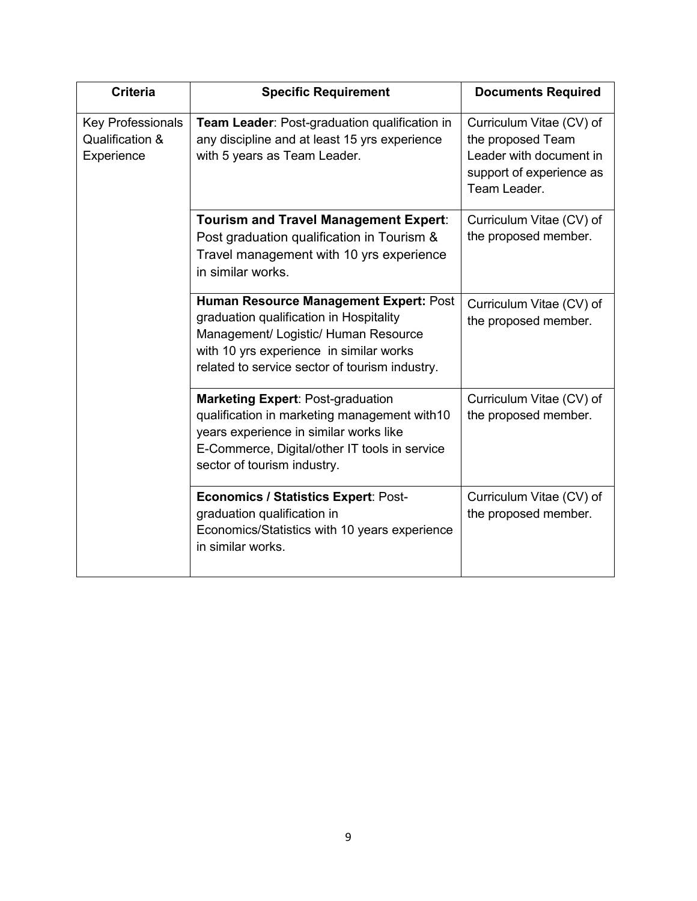| Criteria | Specific Requirement | Documents Required |
| --- | --- | --- |
| Key Professionals Qualification & Experience | **Team Leader**: Post-graduation qualification in any discipline and at least 15 yrs experience with 5 years as Team Leader. | Curriculum Vitae (CV) of the proposed Team Leader with document in support of experience as Team Leader. |
| | **Tourism and Travel Management Expert**: Post graduation qualification in Tourism & Travel management with 10 yrs experience in similar works. | Curriculum Vitae (CV) of the proposed member. |
| | **Human Resource Management Expert:** Post graduation qualification in Hospitality Management/ Logistic/ Human Resource with 10 yrs experience in similar works related to service sector of tourism industry. | Curriculum Vitae (CV) of the proposed member. |
| | **Marketing Expert**: Post-graduation qualification in marketing management with10 years experience in similar works like E-Commerce, Digital/other IT tools in service sector of tourism industry. | Curriculum Vitae (CV) of the proposed member. |
| | **Economics / Statistics Expert**: Post-graduation qualification in Economics/Statistics with 10 years experience in similar works. | Curriculum Vitae (CV) of the proposed member. |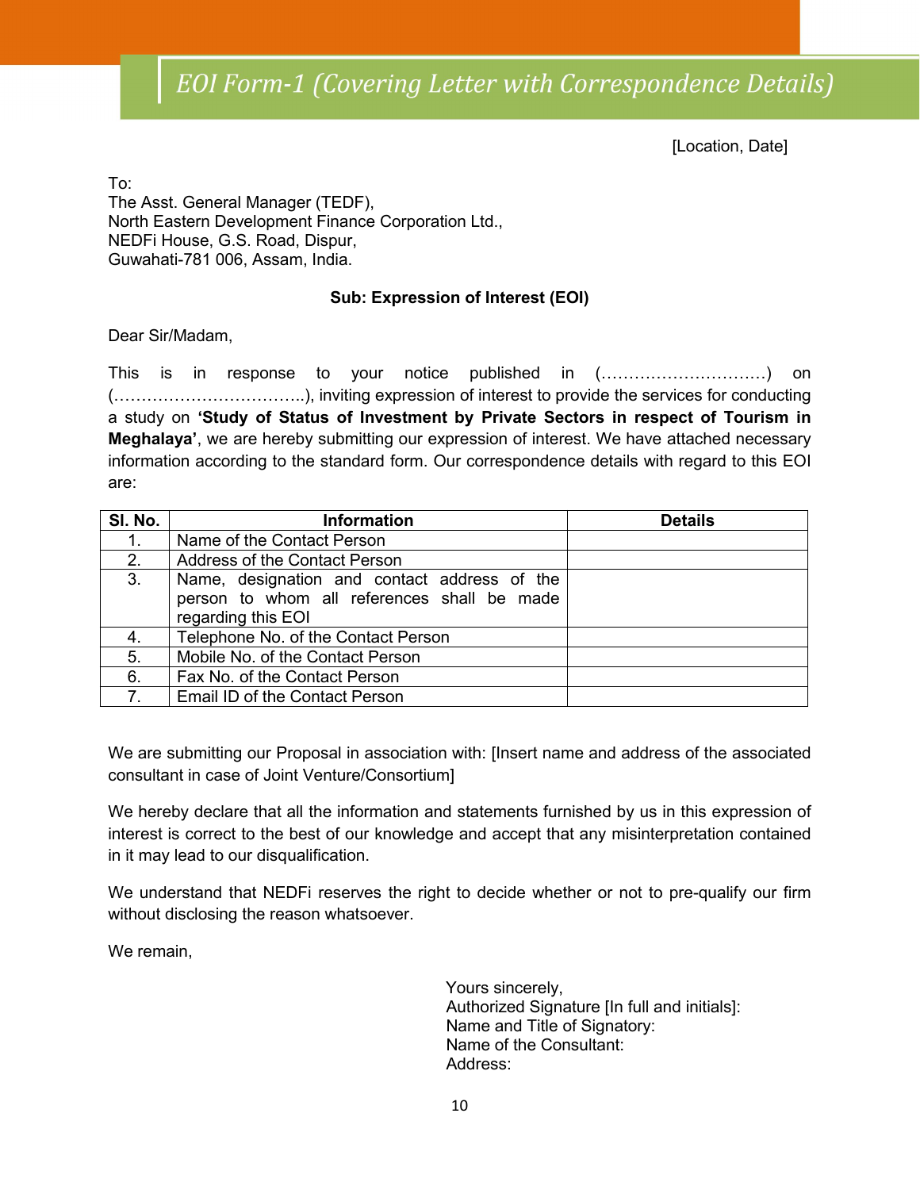# *EOI Form-1 (Covering Letter with Correspondence Details)*

[Location, Date]

To:
The Asst. General Manager (TEDF),
North Eastern Development Finance Corporation Ltd.,
NEDFi House, G.S. Road, Dispur,
Guwahati-781 006, Assam, India.

**Sub: Expression of Interest (EOI)**

Dear Sir/Madam,

This is in response to your notice published in (…………………………) on (……………………………..), inviting expression of interest to provide the services for conducting a study on **'Study of Status of Investment by Private Sectors in respect of Tourism in Meghalaya'**, we are hereby submitting our expression of interest. We have attached necessary information according to the standard form. Our correspondence details with regard to this EOI are:

| Sl. No. | Information | Details |
|---|---|---|
| 1. | Name of the Contact Person | |
| 2. | Address of the Contact Person | |
| 3. | Name, designation and contact address of the person to whom all references shall be made regarding this EOI | |
| 4. | Telephone No. of the Contact Person | |
| 5. | Mobile No. of the Contact Person | |
| 6. | Fax No. of the Contact Person | |
| 7. | Email ID of the Contact Person | |

We are submitting our Proposal in association with: [Insert name and address of the associated consultant in case of Joint Venture/Consortium]

We hereby declare that all the information and statements furnished by us in this expression of interest is correct to the best of our knowledge and accept that any misinterpretation contained in it may lead to our disqualification.

We understand that NEDFi reserves the right to decide whether or not to pre-qualify our firm without disclosing the reason whatsoever.

We remain,

Yours sincerely,
Authorized Signature [In full and initials]:
Name and Title of Signatory:
Name of the Consultant:
Address: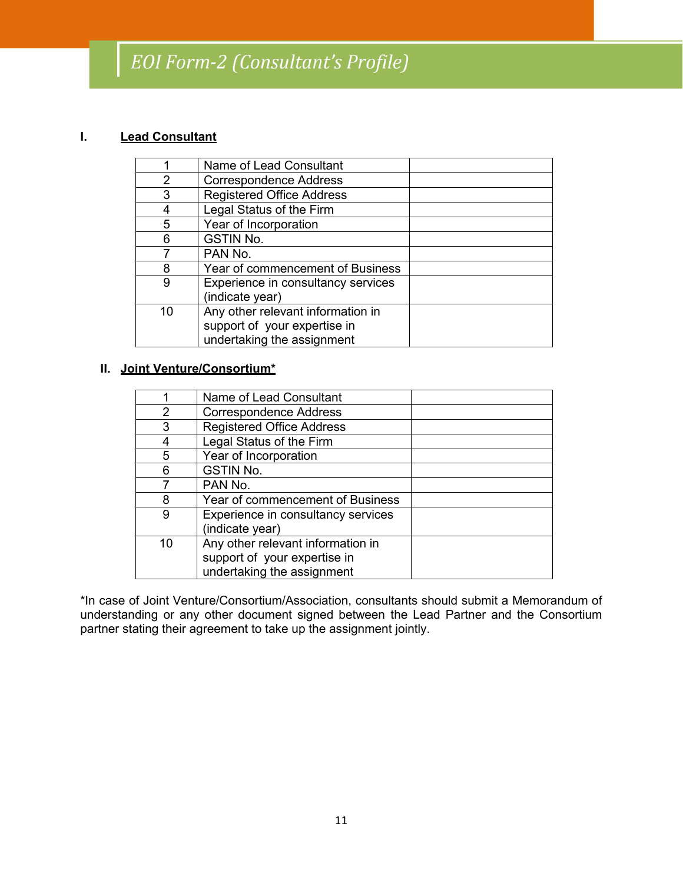# EOI Form-2 (Consultant's Profile)

**I. Lead Consultant**

| | | |
|---|---|---|
| 1 | Name of Lead Consultant | |
| 2 | Correspondence Address | |
| 3 | Registered Office Address | |
| 4 | Legal Status of the Firm | |
| 5 | Year of Incorporation | |
| 6 | GSTIN No. | |
| 7 | PAN No. | |
| 8 | Year of commencement of Business | |
| 9 | Experience in consultancy services (indicate year) | |
| 10 | Any other relevant information in support of your expertise in undertaking the assignment | |

**II. Joint Venture/Consortium***

| | | |
|---|---|---|
| 1 | Name of Lead Consultant | |
| 2 | Correspondence Address | |
| 3 | Registered Office Address | |
| 4 | Legal Status of the Firm | |
| 5 | Year of Incorporation | |
| 6 | GSTIN No. | |
| 7 | PAN No. | |
| 8 | Year of commencement of Business | |
| 9 | Experience in consultancy services (indicate year) | |
| 10 | Any other relevant information in support of your expertise in undertaking the assignment | |

*In case of Joint Venture/Consortium/Association, consultants should submit a Memorandum of understanding or any other document signed between the Lead Partner and the Consortium partner stating their agreement to take up the assignment jointly.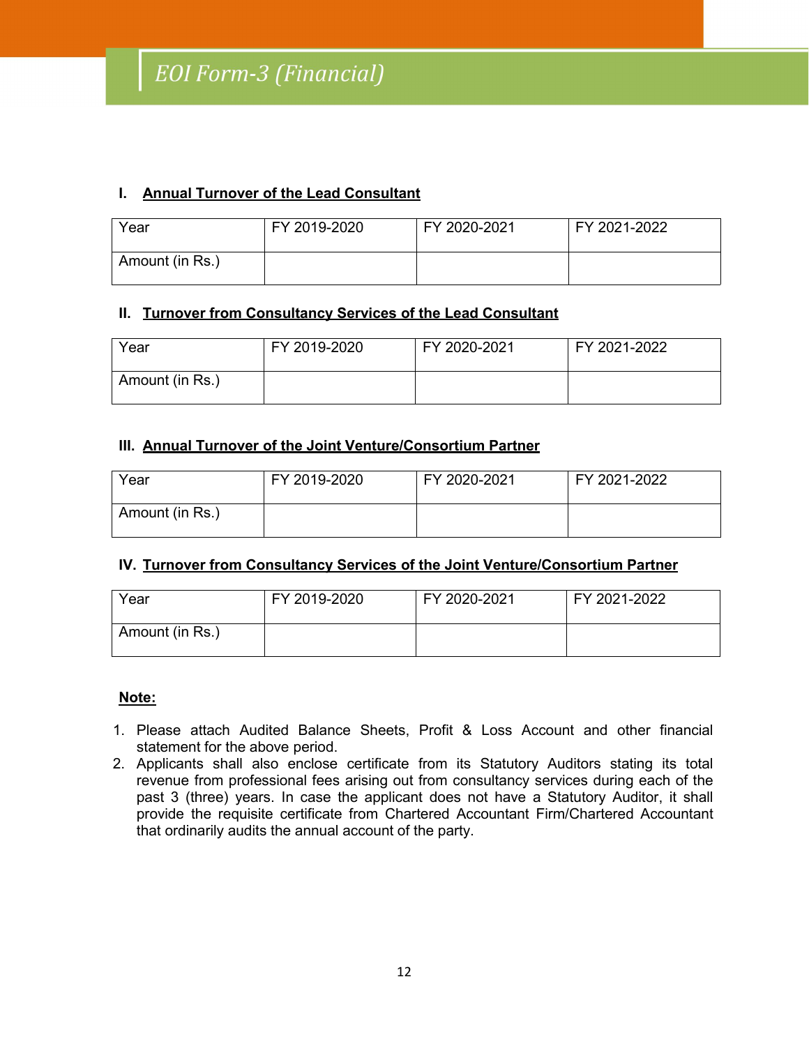# EOI Form-3 (Financial)

## I. Annual Turnover of the Lead Consultant

| Year | FY 2019-2020 | FY 2020-2021 | FY 2021-2022 |
|---|---|---|---|
| Amount (in Rs.) | | | |

## II. Turnover from Consultancy Services of the Lead Consultant

| Year | FY 2019-2020 | FY 2020-2021 | FY 2021-2022 |
|---|---|---|---|
| Amount (in Rs.) | | | |

## III. Annual Turnover of the Joint Venture/Consortium Partner

| Year | FY 2019-2020 | FY 2020-2021 | FY 2021-2022 |
|---|---|---|---|
| Amount (in Rs.) | | | |

## IV. Turnover from Consultancy Services of the Joint Venture/Consortium Partner

| Year | FY 2019-2020 | FY 2020-2021 | FY 2021-2022 |
|---|---|---|---|
| Amount (in Rs.) | | | |

**Note:**

1. Please attach Audited Balance Sheets, Profit & Loss Account and other financial statement for the above period.
2. Applicants shall also enclose certificate from its Statutory Auditors stating its total revenue from professional fees arising out from consultancy services during each of the past 3 (three) years. In case the applicant does not have a Statutory Auditor, it shall provide the requisite certificate from Chartered Accountant Firm/Chartered Accountant that ordinarily audits the annual account of the party.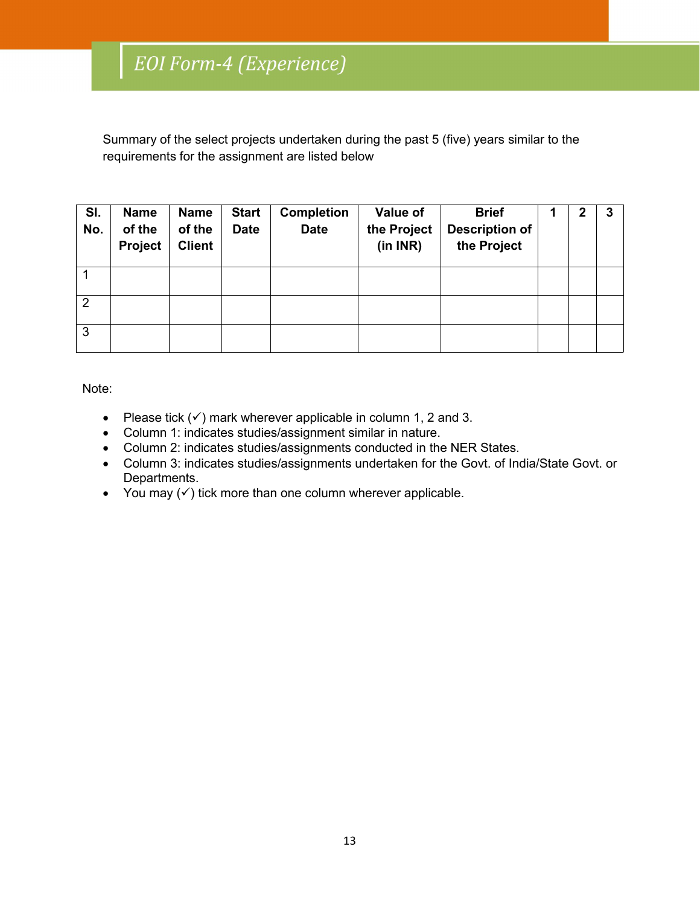# EOI Form-4 (Experience)

Summary of the select projects undertaken during the past 5 (five) years similar to the requirements for the assignment are listed below

| Sl. No. | Name of the Project | Name of the Client | Start Date | Completion Date | Value of the Project (in INR) | Brief Description of the Project | 1 | 2 | 3 |
|---|---|---|---|---|---|---|---|---|---|
| 1 | | | | | | | | | |
| 2 | | | | | | | | | |
| 3 | | | | | | | | | |

Note:

- Please tick (✓) mark wherever applicable in column 1, 2 and 3.
- Column 1: indicates studies/assignment similar in nature.
- Column 2: indicates studies/assignments conducted in the NER States.
- Column 3: indicates studies/assignments undertaken for the Govt. of India/State Govt. or Departments.
- You may (✓) tick more than one column wherever applicable.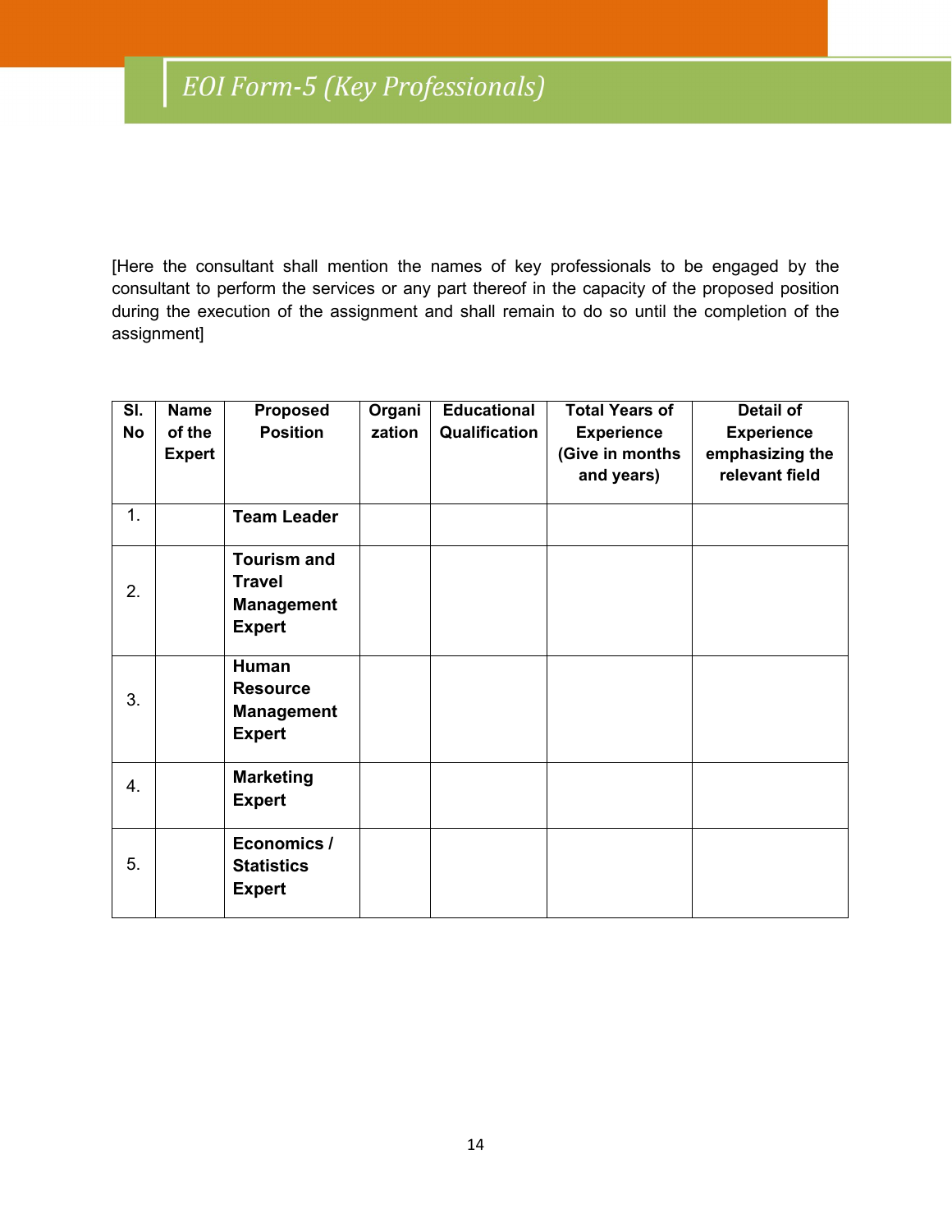# EOI Form-5 (Key Professionals)

[Here the consultant shall mention the names of key professionals to be engaged by the consultant to perform the services or any part thereof in the capacity of the proposed position during the execution of the assignment and shall remain to do so until the completion of the assignment]

| Sl. No | Name of the Expert | Proposed Position | Organization | Educational Qualification | Total Years of Experience (Give in months and years) | Detail of Experience emphasizing the relevant field |
|---|---|---|---|---|---|---|
| 1. | | **Team Leader** | | | | |
| 2. | | **Tourism and Travel Management Expert** | | | | |
| 3. | | **Human Resource Management Expert** | | | | |
| 4. | | **Marketing Expert** | | | | |
| 5. | | **Economics / Statistics Expert** | | | | |